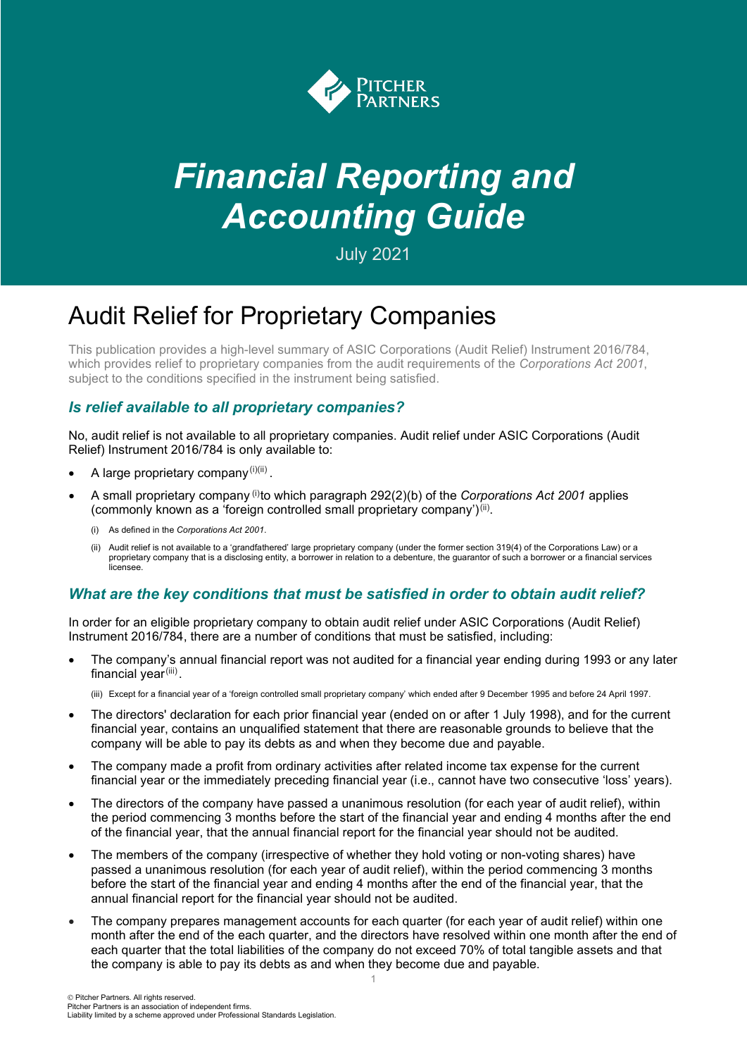Pitcher Partners

# *Financial Reporting and Accounting Guide*

July 2021

# Audit Relief for Proprietary Companies

This publication provides a high-level summary of ASIC Corporations (Audit Relief) Instrument 2016/784, which provides relief to proprietary companies from the audit requirements of the *Corporations Act 2001*, subject to the conditions specified in the instrument being satisfied.

## *Is relief available to all proprietary companies?*

No, audit relief is not available to all proprietary companies. Audit relief under ASIC Corporations (Audit Relief) Instrument 2016/784 is only available to:

- A large proprietary company [(i)(ii)].
- A small proprietary company [(i)] to which paragraph 292(2)(b) of the *Corporations Act 2001* applies (commonly known as a 'foreign controlled small proprietary company') [(ii)].

  (i) As defined in the *Corporations Act 2001*.

  (ii) Audit relief is not available to a 'grandfathered' large proprietary company (under the former section 319(4) of the Corporations Law) or a proprietary company that is a disclosing entity, a borrower in relation to a debenture, the guarantor of such a borrower or a financial services licensee.

## *What are the key conditions that must be satisfied in order to obtain audit relief?*

In order for an eligible proprietary company to obtain audit relief under ASIC Corporations (Audit Relief) Instrument 2016/784, there are a number of conditions that must be satisfied, including:

- The company's annual financial report was not audited for a financial year ending during 1993 or any later financial year [(iii)].

  (iii) Except for a financial year of a 'foreign controlled small proprietary company' which ended after 9 December 1995 and before 24 April 1997.

- The directors' declaration for each prior financial year (ended on or after 1 July 1998), and for the current financial year, contains an unqualified statement that there are reasonable grounds to believe that the company will be able to pay its debts as and when they become due and payable.
- The company made a profit from ordinary activities after related income tax expense for the current financial year or the immediately preceding financial year (i.e., cannot have two consecutive 'loss' years).
- The directors of the company have passed a unanimous resolution (for each year of audit relief), within the period commencing 3 months before the start of the financial year and ending 4 months after the end of the financial year, that the annual financial report for the financial year should not be audited.
- The members of the company (irrespective of whether they hold voting or non-voting shares) have passed a unanimous resolution (for each year of audit relief), within the period commencing 3 months before the start of the financial year and ending 4 months after the end of the financial year, that the annual financial report for the financial year should not be audited.
- The company prepares management accounts for each quarter (for each year of audit relief) within one month after the end of the each quarter, and the directors have resolved within one month after the end of each quarter that the total liabilities of the company do not exceed 70% of total tangible assets and that the company is able to pay its debts as and when they become due and payable.

© Pitcher Partners. All rights reserved.
Pitcher Partners is an association of independent firms.
Liability limited by a scheme approved under Professional Standards Legislation.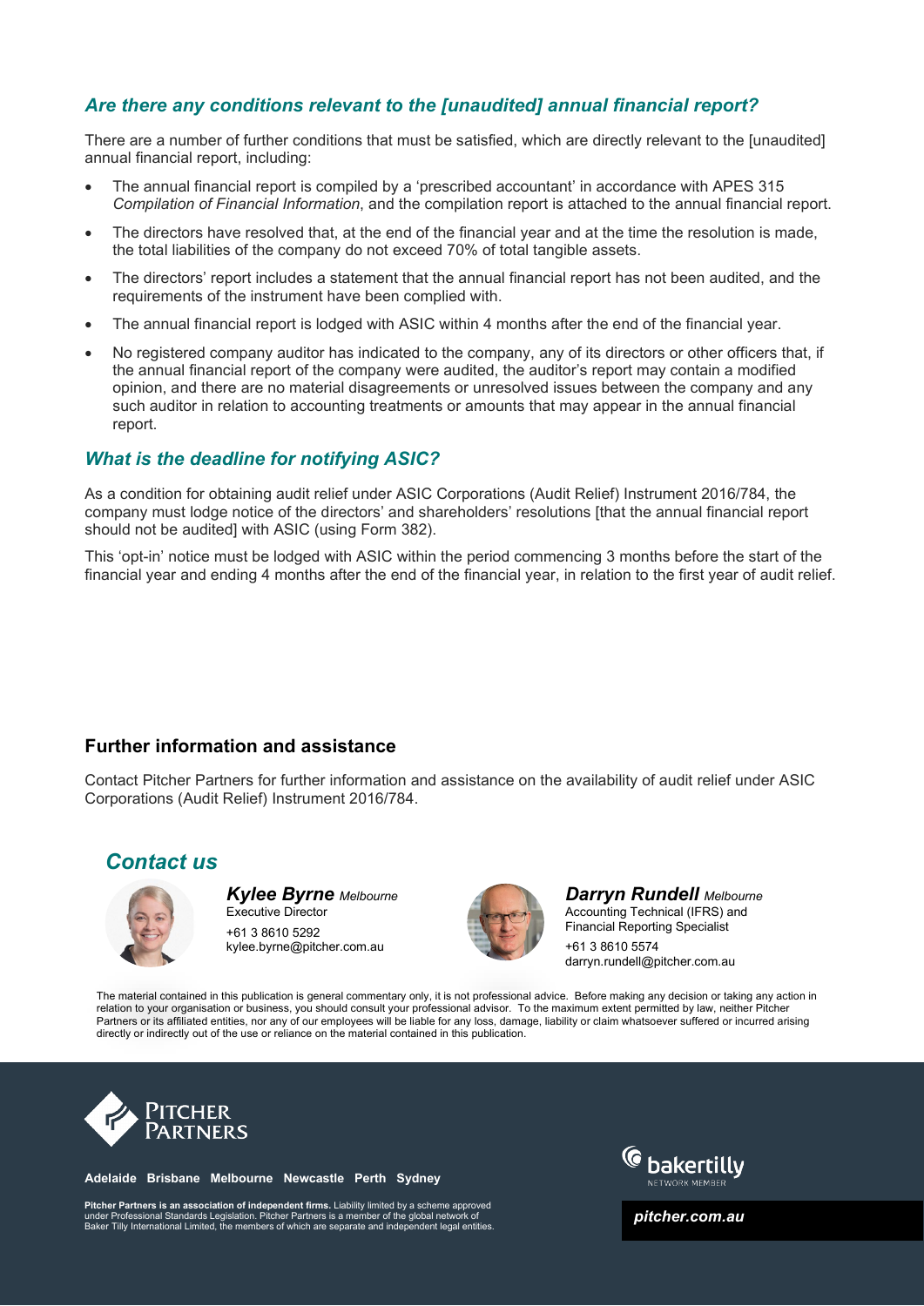### *Are there any conditions relevant to the [unaudited] annual financial report?*

There are a number of further conditions that must be satisfied, which are directly relevant to the [unaudited] annual financial report, including:

- The annual financial report is compiled by a 'prescribed accountant' in accordance with APES 315 *Compilation of Financial Information*, and the compilation report is attached to the annual financial report.
- The directors have resolved that, at the end of the financial year and at the time the resolution is made, the total liabilities of the company do not exceed 70% of total tangible assets.
- The directors' report includes a statement that the annual financial report has not been audited, and the requirements of the instrument have been complied with.
- The annual financial report is lodged with ASIC within 4 months after the end of the financial year.
- No registered company auditor has indicated to the company, any of its directors or other officers that, if the annual financial report of the company were audited, the auditor's report may contain a modified opinion, and there are no material disagreements or unresolved issues between the company and any such auditor in relation to accounting treatments or amounts that may appear in the annual financial report.

### *What is the deadline for notifying ASIC?*

As a condition for obtaining audit relief under ASIC Corporations (Audit Relief) Instrument 2016/784, the company must lodge notice of the directors' and shareholders' resolutions [that the annual financial report should not be audited] with ASIC (using Form 382).

This 'opt-in' notice must be lodged with ASIC within the period commencing 3 months before the start of the financial year and ending 4 months after the end of the financial year, in relation to the first year of audit relief.

### Further information and assistance

Contact Pitcher Partners for further information and assistance on the availability of audit relief under ASIC Corporations (Audit Relief) Instrument 2016/784.

## *Contact us*

***Kylee Byrne*** *Melbourne*
Executive Director
+61 3 8610 5292
kylee.byrne@pitcher.com.au

***Darryn Rundell*** *Melbourne*
Accounting Technical (IFRS) and Financial Reporting Specialist
+61 3 8610 5574
darryn.rundell@pitcher.com.au

The material contained in this publication is general commentary only, it is not professional advice. Before making any decision or taking any action in relation to your organisation or business, you should consult your professional advisor. To the maximum extent permitted by law, neither Pitcher Partners or its affiliated entities, nor any of our employees will be liable for any loss, damage, liability or claim whatsoever suffered or incurred arising directly or indirectly out of the use or reliance on the material contained in this publication.

PITCHER PARTNERS

**Adelaide Brisbane Melbourne Newcastle Perth Sydney**

**Pitcher Partners is an association of independent firms.** Liability limited by a scheme approved under Professional Standards Legislation. Pitcher Partners is a member of the global network of Baker Tilly International Limited, the members of which are separate and independent legal entities.

bakertilly NETWORK MEMBER

***pitcher.com.au***